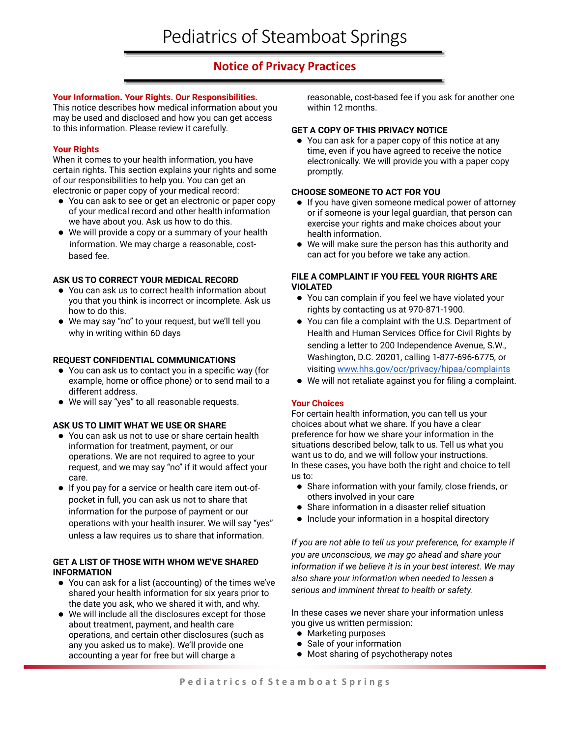# Pediatrics of Steamboat Springs

## Notice of Privacy Practices

### Your Information. Your Rights. Our Responsibilities.

This notice describes how medical information about you may be used and disclosed and how you can get access to this information. Please review it carefully.

### Your Rights

When it comes to your health information, you have certain rights. This section explains your rights and some of our responsibilities to help you. You can get an electronic or paper copy of your medical record:

- You can ask to see or get an electronic or paper copy of your medical record and other health information we have about you. Ask us how to do this.
- We will provide a copy or a summary of your health information. We may charge a reasonable, cost-based fee.

**ASK US TO CORRECT YOUR MEDICAL RECORD**

- You can ask us to correct health information about you that you think is incorrect or incomplete. Ask us how to do this.
- We may say "no" to your request, but we'll tell you why in writing within 60 days

**REQUEST CONFIDENTIAL COMMUNICATIONS**

- You can ask us to contact you in a specific way (for example, home or office phone) or to send mail to a different address.
- We will say "yes" to all reasonable requests.

**ASK US TO LIMIT WHAT WE USE OR SHARE**

- You can ask us not to use or share certain health information for treatment, payment, or our operations. We are not required to agree to your request, and we may say "no" if it would affect your care.
- If you pay for a service or health care item out-of-pocket in full, you can ask us not to share that information for the purpose of payment or our operations with your health insurer. We will say "yes" unless a law requires us to share that information.

**GET A LIST OF THOSE WITH WHOM WE'VE SHARED INFORMATION**

- You can ask for a list (accounting) of the times we've shared your health information for six years prior to the date you ask, who we shared it with, and why.
- We will include all the disclosures except for those about treatment, payment, and health care operations, and certain other disclosures (such as any you asked us to make). We'll provide one accounting a year for free but will charge a reasonable, cost-based fee if you ask for another one within 12 months.

**GET A COPY OF THIS PRIVACY NOTICE**

- You can ask for a paper copy of this notice at any time, even if you have agreed to receive the notice electronically. We will provide you with a paper copy promptly.

**CHOOSE SOMEONE TO ACT FOR YOU**

- If you have given someone medical power of attorney or if someone is your legal guardian, that person can exercise your rights and make choices about your health information.
- We will make sure the person has this authority and can act for you before we take any action.

**FILE A COMPLAINT IF YOU FEEL YOUR RIGHTS ARE VIOLATED**

- You can complain if you feel we have violated your rights by contacting us at 970-871-1900.
- You can file a complaint with the U.S. Department of Health and Human Services Office for Civil Rights by sending a letter to 200 Independence Avenue, S.W., Washington, D.C. 20201, calling 1-877-696-6775, or visiting www.hhs.gov/ocr/privacy/hipaa/complaints
- We will not retaliate against you for filing a complaint.

### Your Choices

For certain health information, you can tell us your choices about what we share. If you have a clear preference for how we share your information in the situations described below, talk to us. Tell us what you want us to do, and we will follow your instructions.
In these cases, you have both the right and choice to tell us to:

- Share information with your family, close friends, or others involved in your care
- Share information in a disaster relief situation
- Include your information in a hospital directory

*If you are not able to tell us your preference, for example if you are unconscious, we may go ahead and share your information if we believe it is in your best interest. We may also share your information when needed to lessen a serious and imminent threat to health or safety.*

In these cases we never share your information unless you give us written permission:

- Marketing purposes
- Sale of your information
- Most sharing of psychotherapy notes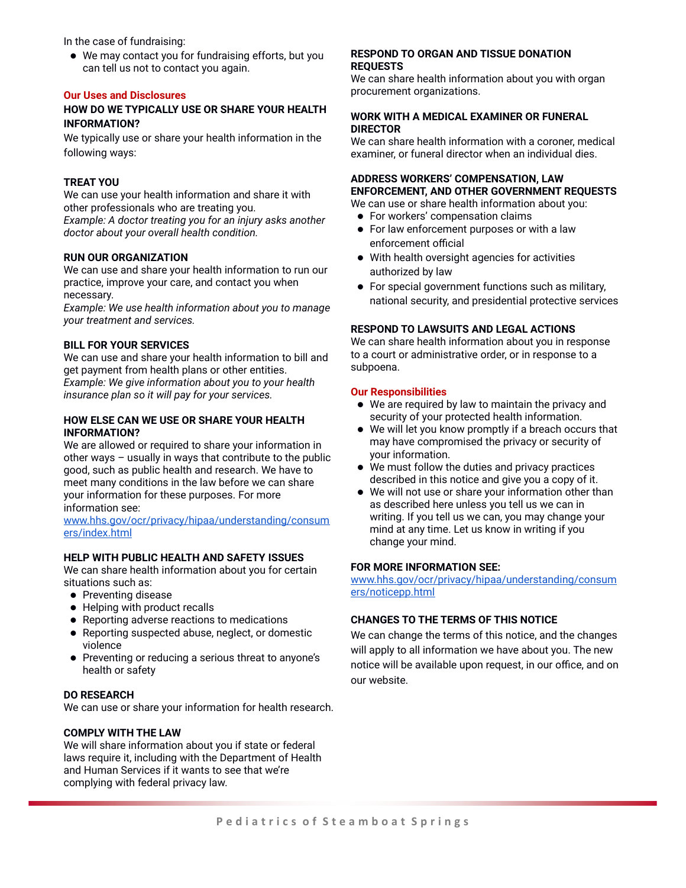In the case of fundraising:

- We may contact you for fundraising efforts, but you can tell us not to contact you again.

## Our Uses and Disclosures

### HOW DO WE TYPICALLY USE OR SHARE YOUR HEALTH INFORMATION?

We typically use or share your health information in the following ways:

**TREAT YOU**

We can use your health information and share it with other professionals who are treating you.
*Example: A doctor treating you for an injury asks another doctor about your overall health condition.*

**RUN OUR ORGANIZATION**

We can use and share your health information to run our practice, improve your care, and contact you when necessary.
*Example: We use health information about you to manage your treatment and services.*

**BILL FOR YOUR SERVICES**

We can use and share your health information to bill and get payment from health plans or other entities.
*Example: We give information about you to your health insurance plan so it will pay for your services.*

### HOW ELSE CAN WE USE OR SHARE YOUR HEALTH INFORMATION?

We are allowed or required to share your information in other ways – usually in ways that contribute to the public good, such as public health and research. We have to meet many conditions in the law before we can share your information for these purposes. For more information see: [www.hhs.gov/ocr/privacy/hipaa/understanding/consumers/index.html](http://www.hhs.gov/ocr/privacy/hipaa/understanding/consumers/index.html)

**HELP WITH PUBLIC HEALTH AND SAFETY ISSUES**

We can share health information about you for certain situations such as:

- Preventing disease
- Helping with product recalls
- Reporting adverse reactions to medications
- Reporting suspected abuse, neglect, or domestic violence
- Preventing or reducing a serious threat to anyone's health or safety

**DO RESEARCH**

We can use or share your information for health research.

**COMPLY WITH THE LAW**

We will share information about you if state or federal laws require it, including with the Department of Health and Human Services if it wants to see that we're complying with federal privacy law.

**RESPOND TO ORGAN AND TISSUE DONATION REQUESTS**

We can share health information about you with organ procurement organizations.

**WORK WITH A MEDICAL EXAMINER OR FUNERAL DIRECTOR**

We can share health information with a coroner, medical examiner, or funeral director when an individual dies.

**ADDRESS WORKERS' COMPENSATION, LAW ENFORCEMENT, AND OTHER GOVERNMENT REQUESTS**

We can use or share health information about you:

- For workers' compensation claims
- For law enforcement purposes or with a law enforcement official
- With health oversight agencies for activities authorized by law
- For special government functions such as military, national security, and presidential protective services

**RESPOND TO LAWSUITS AND LEGAL ACTIONS**

We can share health information about you in response to a court or administrative order, or in response to a subpoena.

## Our Responsibilities

- We are required by law to maintain the privacy and security of your protected health information.
- We will let you know promptly if a breach occurs that may have compromised the privacy or security of your information.
- We must follow the duties and privacy practices described in this notice and give you a copy of it.
- We will not use or share your information other than as described here unless you tell us we can in writing. If you tell us we can, you may change your mind at any time. Let us know in writing if you change your mind.

**FOR MORE INFORMATION SEE:**

[www.hhs.gov/ocr/privacy/hipaa/understanding/consumers/noticepp.html](http://www.hhs.gov/ocr/privacy/hipaa/understanding/consumers/noticepp.html)

**CHANGES TO THE TERMS OF THIS NOTICE**

We can change the terms of this notice, and the changes will apply to all information we have about you. The new notice will be available upon request, in our office, and on our website.